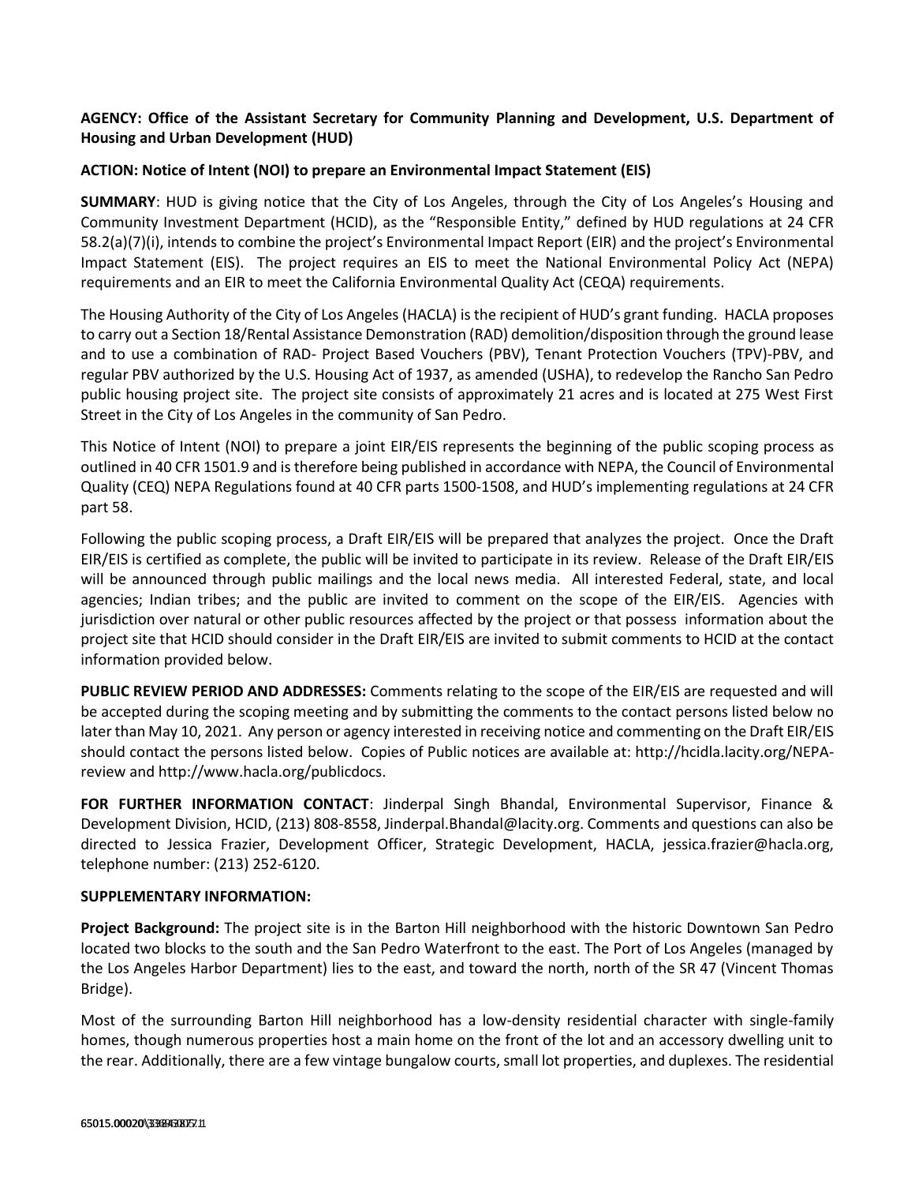**AGENCY: Office of the Assistant Secretary for Community Planning and Development, U.S. Department of Housing and Urban Development (HUD)**

**ACTION: Notice of Intent (NOI) to prepare an Environmental Impact Statement (EIS)**

**SUMMARY**: HUD is giving notice that the City of Los Angeles, through the City of Los Angeles's Housing and Community Investment Department (HCID), as the "Responsible Entity," defined by HUD regulations at 24 CFR 58.2(a)(7)(i), intends to combine the project's Environmental Impact Report (EIR) and the project's Environmental Impact Statement (EIS). The project requires an EIS to meet the National Environmental Policy Act (NEPA) requirements and an EIR to meet the California Environmental Quality Act (CEQA) requirements.

The Housing Authority of the City of Los Angeles (HACLA) is the recipient of HUD's grant funding. HACLA proposes to carry out a Section 18/Rental Assistance Demonstration (RAD) demolition/disposition through the ground lease and to use a combination of RAD- Project Based Vouchers (PBV), Tenant Protection Vouchers (TPV)-PBV, and regular PBV authorized by the U.S. Housing Act of 1937, as amended (USHA), to redevelop the Rancho San Pedro public housing project site. The project site consists of approximately 21 acres and is located at 275 West First Street in the City of Los Angeles in the community of San Pedro.

This Notice of Intent (NOI) to prepare a joint EIR/EIS represents the beginning of the public scoping process as outlined in 40 CFR 1501.9 and is therefore being published in accordance with NEPA, the Council of Environmental Quality (CEQ) NEPA Regulations found at 40 CFR parts 1500-1508, and HUD's implementing regulations at 24 CFR part 58.

Following the public scoping process, a Draft EIR/EIS will be prepared that analyzes the project. Once the Draft EIR/EIS is certified as complete, the public will be invited to participate in its review. Release of the Draft EIR/EIS will be announced through public mailings and the local news media. All interested Federal, state, and local agencies; Indian tribes; and the public are invited to comment on the scope of the EIR/EIS. Agencies with jurisdiction over natural or other public resources affected by the project or that possess information about the project site that HCID should consider in the Draft EIR/EIS are invited to submit comments to HCID at the contact information provided below.

**PUBLIC REVIEW PERIOD AND ADDRESSES:** Comments relating to the scope of the EIR/EIS are requested and will be accepted during the scoping meeting and by submitting the comments to the contact persons listed below no later than May 10, 2021. Any person or agency interested in receiving notice and commenting on the Draft EIR/EIS should contact the persons listed below. Copies of Public notices are available at: http://hcidla.lacity.org/NEPA-review and http://www.hacla.org/publicdocs.

**FOR FURTHER INFORMATION CONTACT**: Jinderpal Singh Bhandal, Environmental Supervisor, Finance & Development Division, HCID, (213) 808-8558, Jinderpal.Bhandal@lacity.org. Comments and questions can also be directed to Jessica Frazier, Development Officer, Strategic Development, HACLA, jessica.frazier@hacla.org, telephone number: (213) 252-6120.

**SUPPLEMENTARY INFORMATION:**

**Project Background:** The project site is in the Barton Hill neighborhood with the historic Downtown San Pedro located two blocks to the south and the San Pedro Waterfront to the east. The Port of Los Angeles (managed by the Los Angeles Harbor Department) lies to the east, and toward the north, north of the SR 47 (Vincent Thomas Bridge).

Most of the surrounding Barton Hill neighborhood has a low-density residential character with single-family homes, though numerous properties host a main home on the front of the lot and an accessory dwelling unit to the rear. Additionally, there are a few vintage bungalow courts, small lot properties, and duplexes. The residential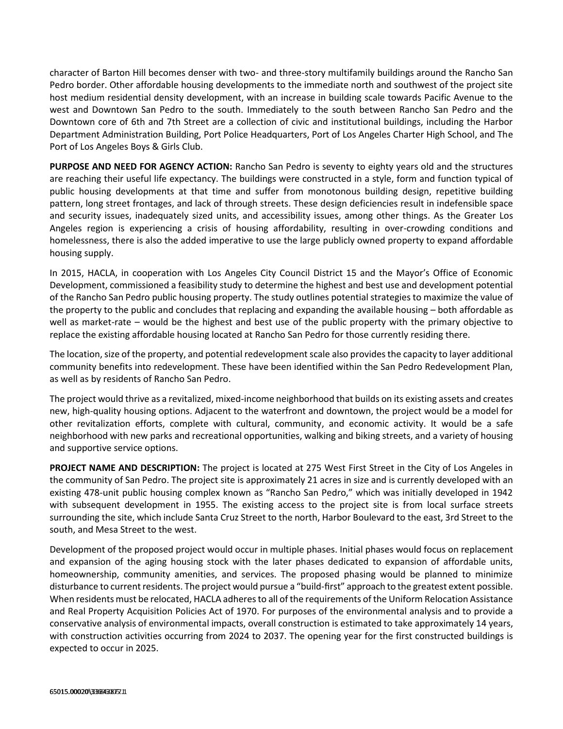character of Barton Hill becomes denser with two- and three-story multifamily buildings around the Rancho San Pedro border. Other affordable housing developments to the immediate north and southwest of the project site host medium residential density development, with an increase in building scale towards Pacific Avenue to the west and Downtown San Pedro to the south. Immediately to the south between Rancho San Pedro and the Downtown core of 6th and 7th Street are a collection of civic and institutional buildings, including the Harbor Department Administration Building, Port Police Headquarters, Port of Los Angeles Charter High School, and The Port of Los Angeles Boys & Girls Club.

**PURPOSE AND NEED FOR AGENCY ACTION:** Rancho San Pedro is seventy to eighty years old and the structures are reaching their useful life expectancy. The buildings were constructed in a style, form and function typical of public housing developments at that time and suffer from monotonous building design, repetitive building pattern, long street frontages, and lack of through streets. These design deficiencies result in indefensible space and security issues, inadequately sized units, and accessibility issues, among other things. As the Greater Los Angeles region is experiencing a crisis of housing affordability, resulting in over-crowding conditions and homelessness, there is also the added imperative to use the large publicly owned property to expand affordable housing supply.

In 2015, HACLA, in cooperation with Los Angeles City Council District 15 and the Mayor's Office of Economic Development, commissioned a feasibility study to determine the highest and best use and development potential of the Rancho San Pedro public housing property. The study outlines potential strategies to maximize the value of the property to the public and concludes that replacing and expanding the available housing – both affordable as well as market-rate – would be the highest and best use of the public property with the primary objective to replace the existing affordable housing located at Rancho San Pedro for those currently residing there.

The location, size of the property, and potential redevelopment scale also provides the capacity to layer additional community benefits into redevelopment. These have been identified within the San Pedro Redevelopment Plan, as well as by residents of Rancho San Pedro.

The project would thrive as a revitalized, mixed-income neighborhood that builds on its existing assets and creates new, high-quality housing options. Adjacent to the waterfront and downtown, the project would be a model for other revitalization efforts, complete with cultural, community, and economic activity. It would be a safe neighborhood with new parks and recreational opportunities, walking and biking streets, and a variety of housing and supportive service options.

**PROJECT NAME AND DESCRIPTION:** The project is located at 275 West First Street in the City of Los Angeles in the community of San Pedro. The project site is approximately 21 acres in size and is currently developed with an existing 478-unit public housing complex known as "Rancho San Pedro," which was initially developed in 1942 with subsequent development in 1955. The existing access to the project site is from local surface streets surrounding the site, which include Santa Cruz Street to the north, Harbor Boulevard to the east, 3rd Street to the south, and Mesa Street to the west.

Development of the proposed project would occur in multiple phases. Initial phases would focus on replacement and expansion of the aging housing stock with the later phases dedicated to expansion of affordable units, homeownership, community amenities, and services. The proposed phasing would be planned to minimize disturbance to current residents. The project would pursue a "build-first" approach to the greatest extent possible. When residents must be relocated, HACLA adheres to all of the requirements of the Uniform Relocation Assistance and Real Property Acquisition Policies Act of 1970. For purposes of the environmental analysis and to provide a conservative analysis of environmental impacts, overall construction is estimated to take approximately 14 years, with construction activities occurring from 2024 to 2037. The opening year for the first constructed buildings is expected to occur in 2025.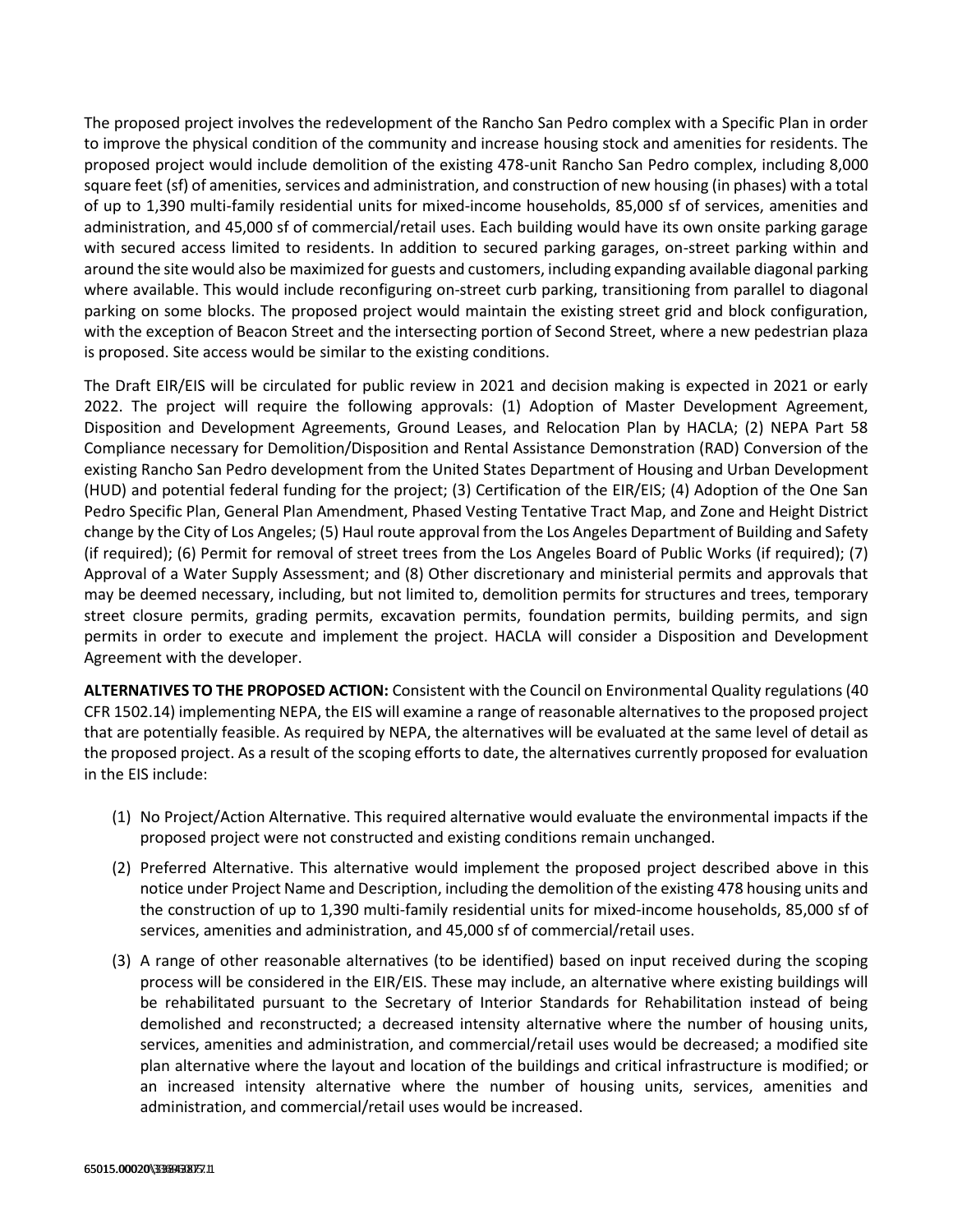The proposed project involves the redevelopment of the Rancho San Pedro complex with a Specific Plan in order to improve the physical condition of the community and increase housing stock and amenities for residents. The proposed project would include demolition of the existing 478-unit Rancho San Pedro complex, including 8,000 square feet (sf) of amenities, services and administration, and construction of new housing (in phases) with a total of up to 1,390 multi-family residential units for mixed-income households, 85,000 sf of services, amenities and administration, and 45,000 sf of commercial/retail uses. Each building would have its own onsite parking garage with secured access limited to residents. In addition to secured parking garages, on-street parking within and around the site would also be maximized for guests and customers, including expanding available diagonal parking where available. This would include reconfiguring on-street curb parking, transitioning from parallel to diagonal parking on some blocks. The proposed project would maintain the existing street grid and block configuration, with the exception of Beacon Street and the intersecting portion of Second Street, where a new pedestrian plaza is proposed. Site access would be similar to the existing conditions.

The Draft EIR/EIS will be circulated for public review in 2021 and decision making is expected in 2021 or early 2022. The project will require the following approvals: (1) Adoption of Master Development Agreement, Disposition and Development Agreements, Ground Leases, and Relocation Plan by HACLA; (2) NEPA Part 58 Compliance necessary for Demolition/Disposition and Rental Assistance Demonstration (RAD) Conversion of the existing Rancho San Pedro development from the United States Department of Housing and Urban Development (HUD) and potential federal funding for the project; (3) Certification of the EIR/EIS; (4) Adoption of the One San Pedro Specific Plan, General Plan Amendment, Phased Vesting Tentative Tract Map, and Zone and Height District change by the City of Los Angeles; (5) Haul route approval from the Los Angeles Department of Building and Safety (if required); (6) Permit for removal of street trees from the Los Angeles Board of Public Works (if required); (7) Approval of a Water Supply Assessment; and (8) Other discretionary and ministerial permits and approvals that may be deemed necessary, including, but not limited to, demolition permits for structures and trees, temporary street closure permits, grading permits, excavation permits, foundation permits, building permits, and sign permits in order to execute and implement the project. HACLA will consider a Disposition and Development Agreement with the developer.

**ALTERNATIVES TO THE PROPOSED ACTION:** Consistent with the Council on Environmental Quality regulations (40 CFR 1502.14) implementing NEPA, the EIS will examine a range of reasonable alternatives to the proposed project that are potentially feasible. As required by NEPA, the alternatives will be evaluated at the same level of detail as the proposed project. As a result of the scoping efforts to date, the alternatives currently proposed for evaluation in the EIS include:

(1) No Project/Action Alternative. This required alternative would evaluate the environmental impacts if the proposed project were not constructed and existing conditions remain unchanged.

(2) Preferred Alternative. This alternative would implement the proposed project described above in this notice under Project Name and Description, including the demolition of the existing 478 housing units and the construction of up to 1,390 multi-family residential units for mixed-income households, 85,000 sf of services, amenities and administration, and 45,000 sf of commercial/retail uses.

(3) A range of other reasonable alternatives (to be identified) based on input received during the scoping process will be considered in the EIR/EIS. These may include, an alternative where existing buildings will be rehabilitated pursuant to the Secretary of Interior Standards for Rehabilitation instead of being demolished and reconstructed; a decreased intensity alternative where the number of housing units, services, amenities and administration, and commercial/retail uses would be decreased; a modified site plan alternative where the layout and location of the buildings and critical infrastructure is modified; or an increased intensity alternative where the number of housing units, services, amenities and administration, and commercial/retail uses would be increased.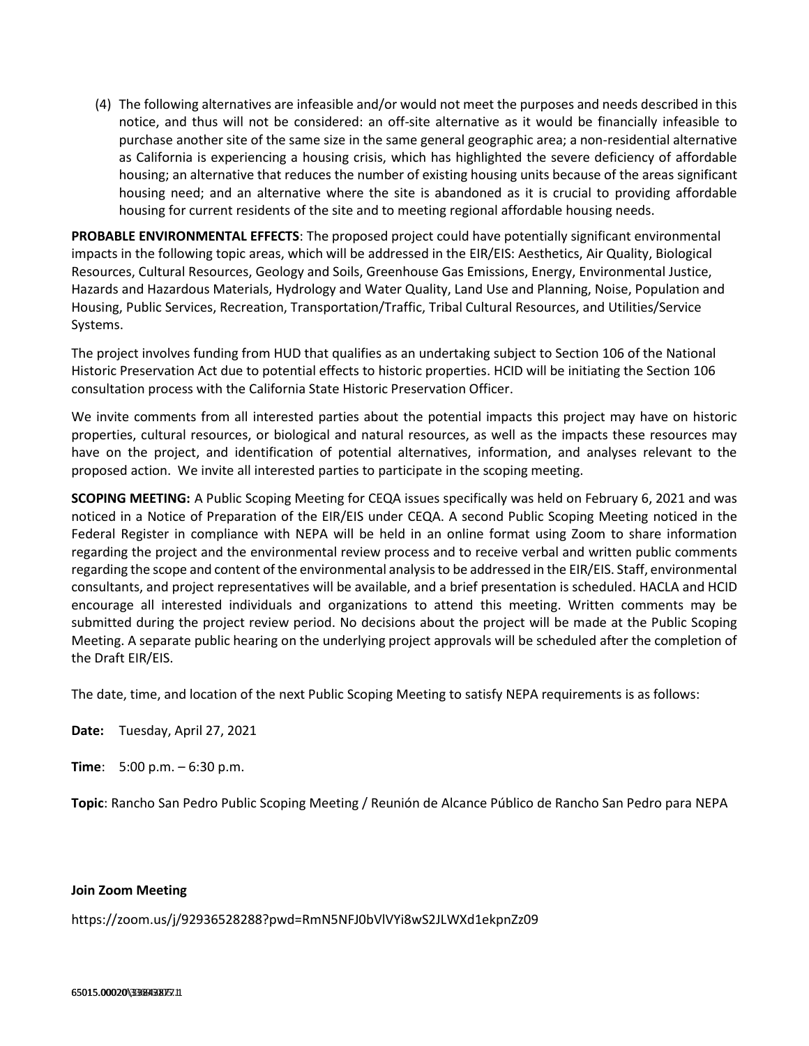(4) The following alternatives are infeasible and/or would not meet the purposes and needs described in this notice, and thus will not be considered: an off-site alternative as it would be financially infeasible to purchase another site of the same size in the same general geographic area; a non-residential alternative as California is experiencing a housing crisis, which has highlighted the severe deficiency of affordable housing; an alternative that reduces the number of existing housing units because of the areas significant housing need; and an alternative where the site is abandoned as it is crucial to providing affordable housing for current residents of the site and to meeting regional affordable housing needs.

**PROBABLE ENVIRONMENTAL EFFECTS**: The proposed project could have potentially significant environmental impacts in the following topic areas, which will be addressed in the EIR/EIS: Aesthetics, Air Quality, Biological Resources, Cultural Resources, Geology and Soils, Greenhouse Gas Emissions, Energy, Environmental Justice, Hazards and Hazardous Materials, Hydrology and Water Quality, Land Use and Planning, Noise, Population and Housing, Public Services, Recreation, Transportation/Traffic, Tribal Cultural Resources, and Utilities/Service Systems.

The project involves funding from HUD that qualifies as an undertaking subject to Section 106 of the National Historic Preservation Act due to potential effects to historic properties. HCID will be initiating the Section 106 consultation process with the California State Historic Preservation Officer.

We invite comments from all interested parties about the potential impacts this project may have on historic properties, cultural resources, or biological and natural resources, as well as the impacts these resources may have on the project, and identification of potential alternatives, information, and analyses relevant to the proposed action. We invite all interested parties to participate in the scoping meeting.

**SCOPING MEETING:** A Public Scoping Meeting for CEQA issues specifically was held on February 6, 2021 and was noticed in a Notice of Preparation of the EIR/EIS under CEQA. A second Public Scoping Meeting noticed in the Federal Register in compliance with NEPA will be held in an online format using Zoom to share information regarding the project and the environmental review process and to receive verbal and written public comments regarding the scope and content of the environmental analysis to be addressed in the EIR/EIS. Staff, environmental consultants, and project representatives will be available, and a brief presentation is scheduled. HACLA and HCID encourage all interested individuals and organizations to attend this meeting. Written comments may be submitted during the project review period. No decisions about the project will be made at the Public Scoping Meeting. A separate public hearing on the underlying project approvals will be scheduled after the completion of the Draft EIR/EIS.

The date, time, and location of the next Public Scoping Meeting to satisfy NEPA requirements is as follows:

**Date:** Tuesday, April 27, 2021

**Time**: 5:00 p.m. – 6:30 p.m.

**Topic**: Rancho San Pedro Public Scoping Meeting / Reunión de Alcance Público de Rancho San Pedro para NEPA

**Join Zoom Meeting**

https://zoom.us/j/92936528288?pwd=RmN5NFJ0bVlVYi8wS2JLWXd1ekpnZz09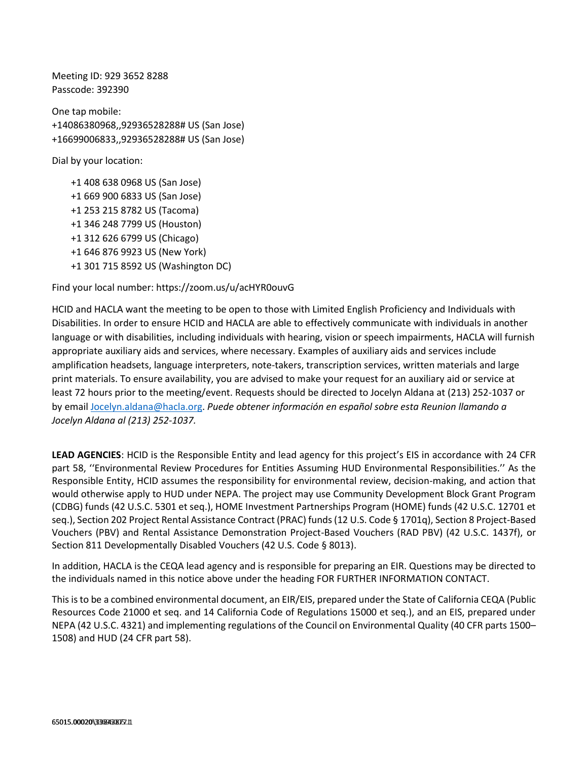Meeting ID: 929 3652 8288
Passcode: 392390

One tap mobile:
+14086380968,,92936528288# US (San Jose)
+16699006833,,92936528288# US (San Jose)

Dial by your location:

+1 408 638 0968 US (San Jose)
+1 669 900 6833 US (San Jose)
+1 253 215 8782 US (Tacoma)
+1 346 248 7799 US (Houston)
+1 312 626 6799 US (Chicago)
+1 646 876 9923 US (New York)
+1 301 715 8592 US (Washington DC)

Find your local number: https://zoom.us/u/acHYR0ouvG

HCID and HACLA want the meeting to be open to those with Limited English Proficiency and Individuals with Disabilities. In order to ensure HCID and HACLA are able to effectively communicate with individuals in another language or with disabilities, including individuals with hearing, vision or speech impairments, HACLA will furnish appropriate auxiliary aids and services, where necessary. Examples of auxiliary aids and services include amplification headsets, language interpreters, note-takers, transcription services, written materials and large print materials. To ensure availability, you are advised to make your request for an auxiliary aid or service at least 72 hours prior to the meeting/event. Requests should be directed to Jocelyn Aldana at (213) 252-1037 or by email Jocelyn.aldana@hacla.org. *Puede obtener información en español sobre esta Reunion llamando a Jocelyn Aldana al (213) 252-1037.*

**LEAD AGENCIES**: HCID is the Responsible Entity and lead agency for this project's EIS in accordance with 24 CFR part 58, ''Environmental Review Procedures for Entities Assuming HUD Environmental Responsibilities.'' As the Responsible Entity, HCID assumes the responsibility for environmental review, decision-making, and action that would otherwise apply to HUD under NEPA. The project may use Community Development Block Grant Program (CDBG) funds (42 U.S.C. 5301 et seq.), HOME Investment Partnerships Program (HOME) funds (42 U.S.C. 12701 et seq.), Section 202 Project Rental Assistance Contract (PRAC) funds (12 U.S. Code § 1701q), Section 8 Project-Based Vouchers (PBV) and Rental Assistance Demonstration Project-Based Vouchers (RAD PBV) (42 U.S.C. 1437f), or Section 811 Developmentally Disabled Vouchers (42 U.S. Code § 8013).

In addition, HACLA is the CEQA lead agency and is responsible for preparing an EIR. Questions may be directed to the individuals named in this notice above under the heading FOR FURTHER INFORMATION CONTACT.

This is to be a combined environmental document, an EIR/EIS, prepared under the State of California CEQA (Public Resources Code 21000 et seq. and 14 California Code of Regulations 15000 et seq.), and an EIS, prepared under NEPA (42 U.S.C. 4321) and implementing regulations of the Council on Environmental Quality (40 CFR parts 1500–1508) and HUD (24 CFR part 58).